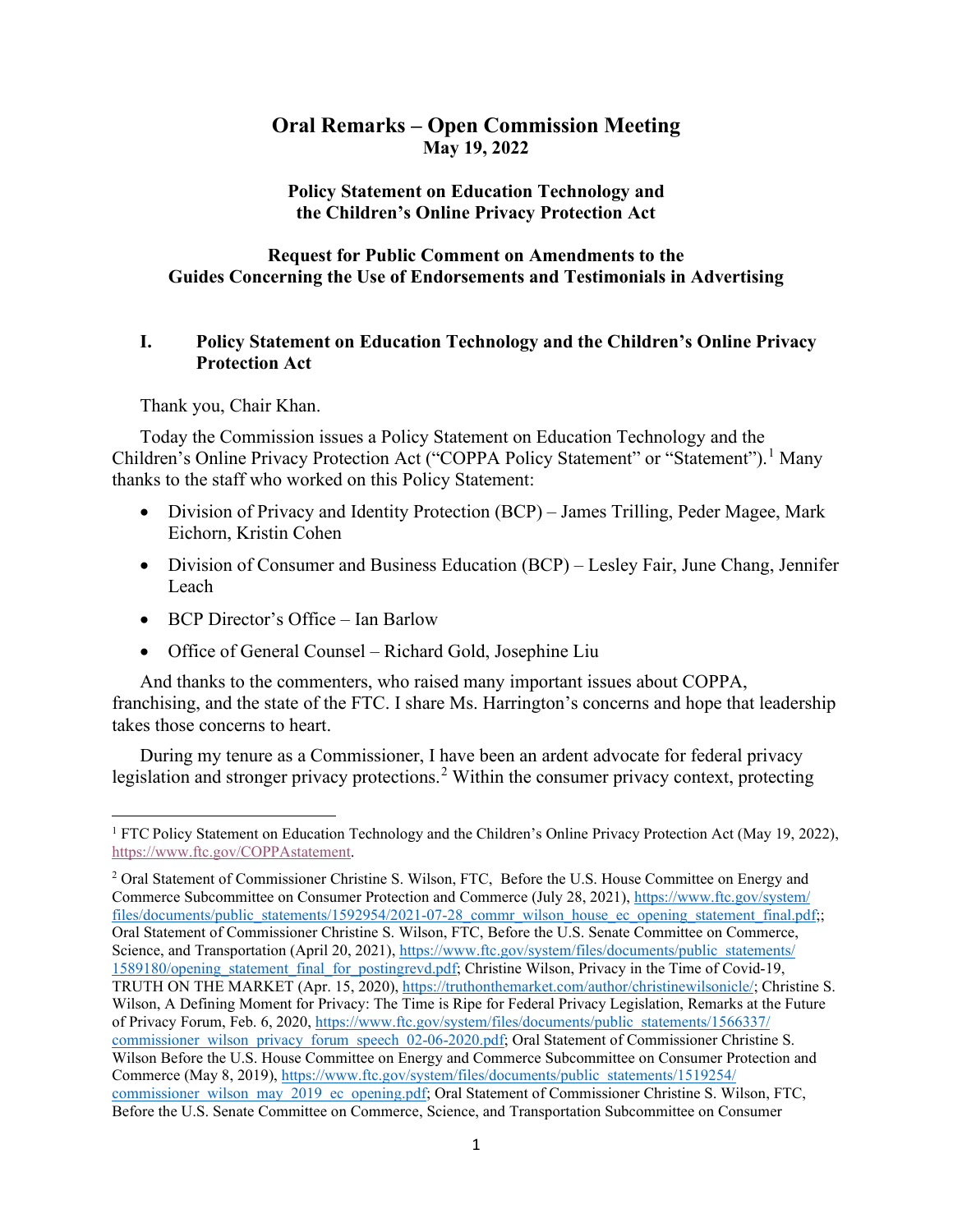# Oral Remarks – Open Commission Meeting

**May 19, 2022**

**Policy Statement on Education Technology and the Children's Online Privacy Protection Act**

**Request for Public Comment on Amendments to the Guides Concerning the Use of Endorsements and Testimonials in Advertising**

## I. Policy Statement on Education Technology and the Children's Online Privacy Protection Act

Thank you, Chair Khan.

Today the Commission issues a Policy Statement on Education Technology and the Children's Online Privacy Protection Act ("COPPA Policy Statement" or "Statement").[1] Many thanks to the staff who worked on this Policy Statement:

- Division of Privacy and Identity Protection (BCP) – James Trilling, Peder Magee, Mark Eichorn, Kristin Cohen
- Division of Consumer and Business Education (BCP) – Lesley Fair, June Chang, Jennifer Leach
- BCP Director's Office – Ian Barlow
- Office of General Counsel – Richard Gold, Josephine Liu

And thanks to the commenters, who raised many important issues about COPPA, franchising, and the state of the FTC. I share Ms. Harrington's concerns and hope that leadership takes those concerns to heart.

During my tenure as a Commissioner, I have been an ardent advocate for federal privacy legislation and stronger privacy protections.[2] Within the consumer privacy context, protecting

---

[1] FTC Policy Statement on Education Technology and the Children's Online Privacy Protection Act (May 19, 2022), https://www.ftc.gov/COPPAstatement.

[2] Oral Statement of Commissioner Christine S. Wilson, FTC, Before the U.S. House Committee on Energy and Commerce Subcommittee on Consumer Protection and Commerce (July 28, 2021), https://www.ftc.gov/system/files/documents/public_statements/1592954/2021-07-28_commr_wilson_house_ec_opening_statement_final.pdf;; Oral Statement of Commissioner Christine S. Wilson, FTC, Before the U.S. Senate Committee on Commerce, Science, and Transportation (April 20, 2021), https://www.ftc.gov/system/files/documents/public_statements/1589180/opening_statement_final_for_postingrevd.pdf; Christine Wilson, Privacy in the Time of Covid-19, TRUTH ON THE MARKET (Apr. 15, 2020), https://truthonthemarket.com/author/christinewilsonicle/; Christine S. Wilson, A Defining Moment for Privacy: The Time is Ripe for Federal Privacy Legislation, Remarks at the Future of Privacy Forum, Feb. 6, 2020, https://www.ftc.gov/system/files/documents/public_statements/1566337/commissioner_wilson_privacy_forum_speech_02-06-2020.pdf; Oral Statement of Commissioner Christine S. Wilson Before the U.S. House Committee on Energy and Commerce Subcommittee on Consumer Protection and Commerce (May 8, 2019), https://www.ftc.gov/system/files/documents/public_statements/1519254/commissioner_wilson_may_2019_ec_opening.pdf; Oral Statement of Commissioner Christine S. Wilson, FTC, Before the U.S. Senate Committee on Commerce, Science, and Transportation Subcommittee on Consumer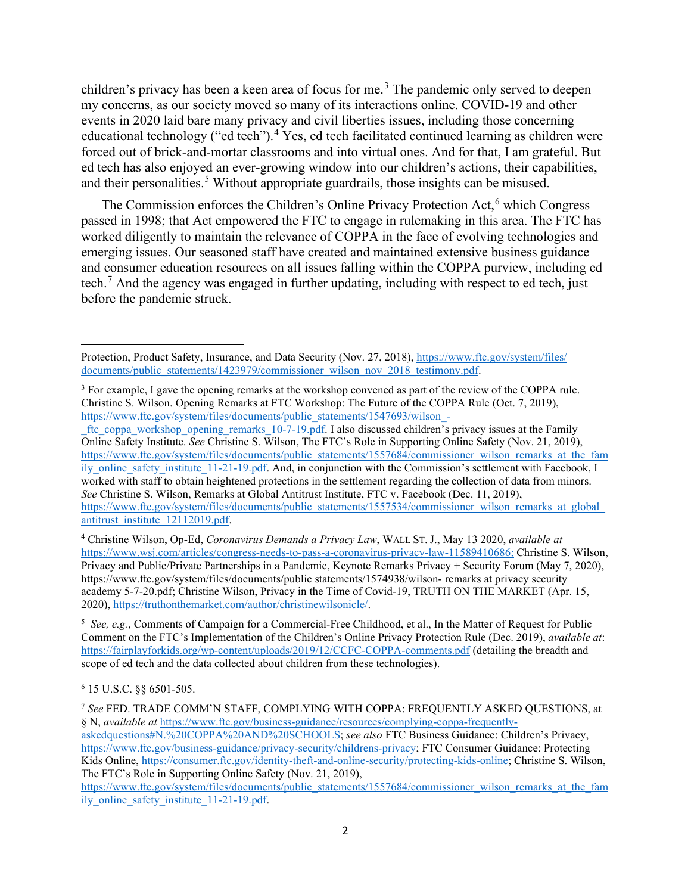children's privacy has been a keen area of focus for me.[3] The pandemic only served to deepen my concerns, as our society moved so many of its interactions online. COVID-19 and other events in 2020 laid bare many privacy and civil liberties issues, including those concerning educational technology ("ed tech").[4] Yes, ed tech facilitated continued learning as children were forced out of brick-and-mortar classrooms and into virtual ones. And for that, I am grateful. But ed tech has also enjoyed an ever-growing window into our children's actions, their capabilities, and their personalities.[5] Without appropriate guardrails, those insights can be misused.

The Commission enforces the Children's Online Privacy Protection Act,[6] which Congress passed in 1998; that Act empowered the FTC to engage in rulemaking in this area. The FTC has worked diligently to maintain the relevance of COPPA in the face of evolving technologies and emerging issues. Our seasoned staff have created and maintained extensive business guidance and consumer education resources on all issues falling within the COPPA purview, including ed tech.[7] And the agency was engaged in further updating, including with respect to ed tech, just before the pandemic struck.

---

Protection, Product Safety, Insurance, and Data Security (Nov. 27, 2018), https://www.ftc.gov/system/files/documents/public_statements/1423979/commissioner_wilson_nov_2018_testimony.pdf.

[3] For example, I gave the opening remarks at the workshop convened as part of the review of the COPPA rule. Christine S. Wilson. Opening Remarks at FTC Workshop: The Future of the COPPA Rule (Oct. 7, 2019), https://www.ftc.gov/system/files/documents/public_statements/1547693/wilson_-_ftc_coppa_workshop_opening_remarks_10-7-19.pdf. I also discussed children's privacy issues at the Family Online Safety Institute. *See* Christine S. Wilson, The FTC's Role in Supporting Online Safety (Nov. 21, 2019), https://www.ftc.gov/system/files/documents/public_statements/1557684/commissioner_wilson_remarks_at_the_family_online_safety_institute_11-21-19.pdf. And, in conjunction with the Commission's settlement with Facebook, I worked with staff to obtain heightened protections in the settlement regarding the collection of data from minors. *See* Christine S. Wilson, Remarks at Global Antitrust Institute, FTC v. Facebook (Dec. 11, 2019), https://www.ftc.gov/system/files/documents/public_statements/1557534/commissioner_wilson_remarks_at_global_antitrust_institute_12112019.pdf.

[4] Christine Wilson, Op-Ed, *Coronavirus Demands a Privacy Law*, WALL ST. J., May 13 2020, *available at* https://www.wsj.com/articles/congress-needs-to-pass-a-coronavirus-privacy-law-11589410686; Christine S. Wilson, Privacy and Public/Private Partnerships in a Pandemic, Keynote Remarks Privacy + Security Forum (May 7, 2020), https://www.ftc.gov/system/files/documents/public statements/1574938/wilson- remarks at privacy security academy 5-7-20.pdf; Christine Wilson, Privacy in the Time of Covid-19, TRUTH ON THE MARKET (Apr. 15, 2020), https://truthonthemarket.com/author/christinewilsonicle/.

[5] *See, e.g.*, Comments of Campaign for a Commercial-Free Childhood, et al., In the Matter of Request for Public Comment on the FTC's Implementation of the Children's Online Privacy Protection Rule (Dec. 2019), *available at*: https://fairplayforkids.org/wp-content/uploads/2019/12/CCFC-COPPA-comments.pdf (detailing the breadth and scope of ed tech and the data collected about children from these technologies).

[6] 15 U.S.C. §§ 6501-505.

[7] *See* FED. TRADE COMM'N STAFF, COMPLYING WITH COPPA: FREQUENTLY ASKED QUESTIONS, at § N, *available at* https://www.ftc.gov/business-guidance/resources/complying-coppa-frequently-askedquestions#N.%20COPPA%20AND%20SCHOOLS; *see also* FTC Business Guidance: Children's Privacy, https://www.ftc.gov/business-guidance/privacy-security/childrens-privacy; FTC Consumer Guidance: Protecting Kids Online, https://consumer.ftc.gov/identity-theft-and-online-security/protecting-kids-online; Christine S. Wilson, The FTC's Role in Supporting Online Safety (Nov. 21, 2019), https://www.ftc.gov/system/files/documents/public_statements/1557684/commissioner_wilson_remarks_at_the_family_online_safety_institute_11-21-19.pdf.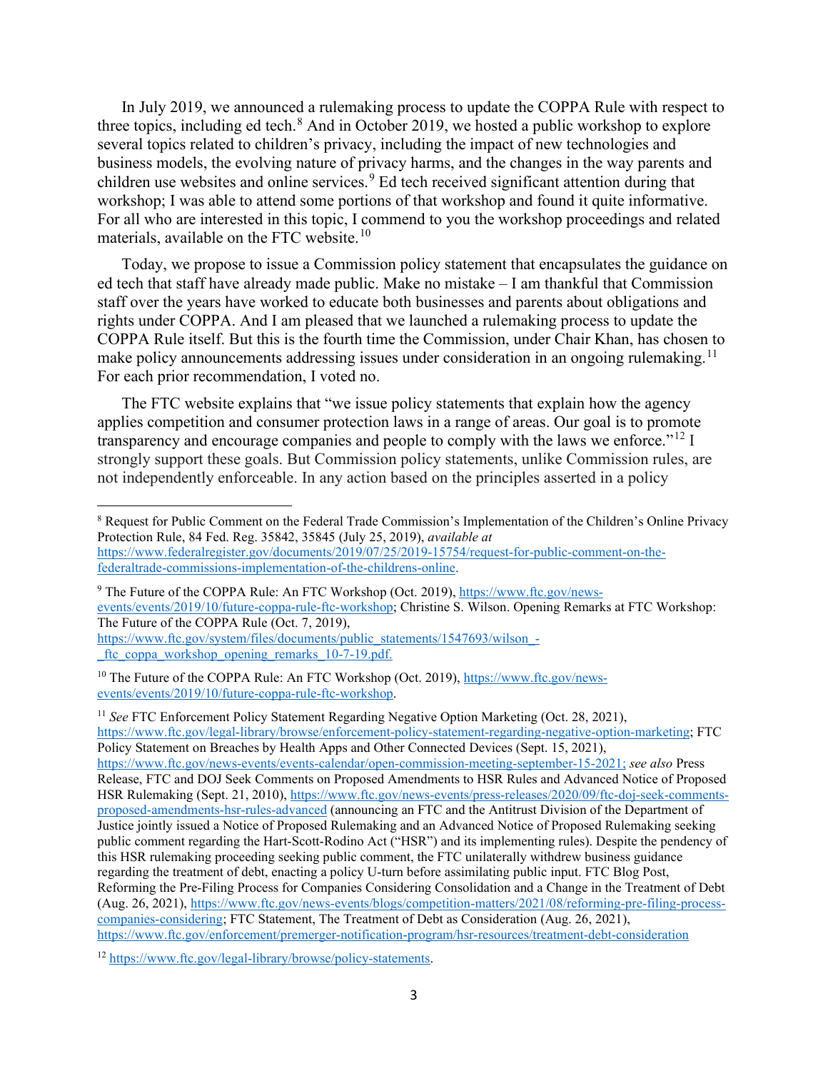In July 2019, we announced a rulemaking process to update the COPPA Rule with respect to three topics, including ed tech.[8] And in October 2019, we hosted a public workshop to explore several topics related to children's privacy, including the impact of new technologies and business models, the evolving nature of privacy harms, and the changes in the way parents and children use websites and online services.[9] Ed tech received significant attention during that workshop; I was able to attend some portions of that workshop and found it quite informative. For all who are interested in this topic, I commend to you the workshop proceedings and related materials, available on the FTC website.[10]

Today, we propose to issue a Commission policy statement that encapsulates the guidance on ed tech that staff have already made public. Make no mistake – I am thankful that Commission staff over the years have worked to educate both businesses and parents about obligations and rights under COPPA. And I am pleased that we launched a rulemaking process to update the COPPA Rule itself. But this is the fourth time the Commission, under Chair Khan, has chosen to make policy announcements addressing issues under consideration in an ongoing rulemaking.[11] For each prior recommendation, I voted no.

The FTC website explains that "we issue policy statements that explain how the agency applies competition and consumer protection laws in a range of areas. Our goal is to promote transparency and encourage companies and people to comply with the laws we enforce."[12] I strongly support these goals. But Commission policy statements, unlike Commission rules, are not independently enforceable. In any action based on the principles asserted in a policy

---

[8] Request for Public Comment on the Federal Trade Commission's Implementation of the Children's Online Privacy Protection Rule, 84 Fed. Reg. 35842, 35845 (July 25, 2019), *available at* https://www.federalregister.gov/documents/2019/07/25/2019-15754/request-for-public-comment-on-the-federaltrade-commissions-implementation-of-the-childrens-online.

[9] The Future of the COPPA Rule: An FTC Workshop (Oct. 2019), https://www.ftc.gov/news-events/events/2019/10/future-coppa-rule-ftc-workshop; Christine S. Wilson. Opening Remarks at FTC Workshop: The Future of the COPPA Rule (Oct. 7, 2019), https://www.ftc.gov/system/files/documents/public_statements/1547693/wilson_-_ftc_coppa_workshop_opening_remarks_10-7-19.pdf.

[10] The Future of the COPPA Rule: An FTC Workshop (Oct. 2019), https://www.ftc.gov/news-events/events/2019/10/future-coppa-rule-ftc-workshop.

[11] *See* FTC Enforcement Policy Statement Regarding Negative Option Marketing (Oct. 28, 2021), https://www.ftc.gov/legal-library/browse/enforcement-policy-statement-regarding-negative-option-marketing; FTC Policy Statement on Breaches by Health Apps and Other Connected Devices (Sept. 15, 2021), https://www.ftc.gov/news-events/events-calendar/open-commission-meeting-september-15-2021; *see also* Press Release, FTC and DOJ Seek Comments on Proposed Amendments to HSR Rules and Advanced Notice of Proposed HSR Rulemaking (Sept. 21, 2010), https://www.ftc.gov/news-events/press-releases/2020/09/ftc-doj-seek-comments-proposed-amendments-hsr-rules-advanced (announcing an FTC and the Antitrust Division of the Department of Justice jointly issued a Notice of Proposed Rulemaking and an Advanced Notice of Proposed Rulemaking seeking public comment regarding the Hart-Scott-Rodino Act ("HSR") and its implementing rules). Despite the pendency of this HSR rulemaking proceeding seeking public comment, the FTC unilaterally withdrew business guidance regarding the treatment of debt, enacting a policy U-turn before assimilating public input. FTC Blog Post, Reforming the Pre-Filing Process for Companies Considering Consolidation and a Change in the Treatment of Debt (Aug. 26, 2021), https://www.ftc.gov/news-events/blogs/competition-matters/2021/08/reforming-pre-filing-process-companies-considering; FTC Statement, The Treatment of Debt as Consideration (Aug. 26, 2021), https://www.ftc.gov/enforcement/premerger-notification-program/hsr-resources/treatment-debt-consideration

[12] https://www.ftc.gov/legal-library/browse/policy-statements.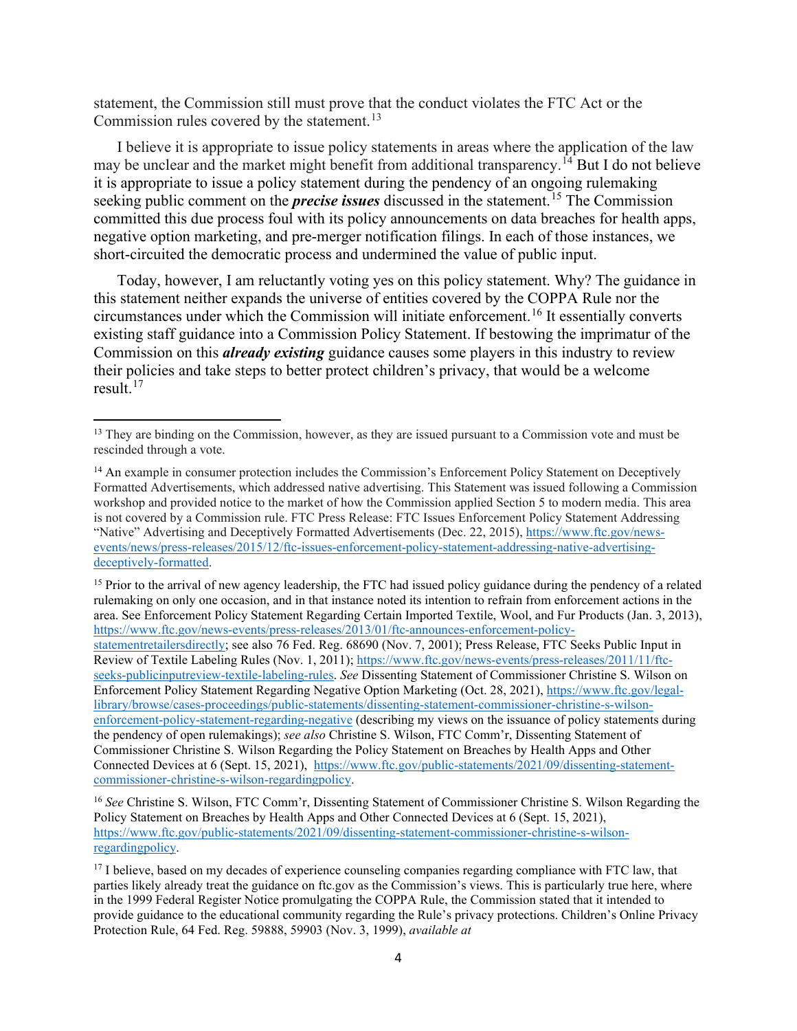statement, the Commission still must prove that the conduct violates the FTC Act or the Commission rules covered by the statement.[13]

I believe it is appropriate to issue policy statements in areas where the application of the law may be unclear and the market might benefit from additional transparency.[14] But I do not believe it is appropriate to issue a policy statement during the pendency of an ongoing rulemaking seeking public comment on the ***precise issues*** discussed in the statement.[15] The Commission committed this due process foul with its policy announcements on data breaches for health apps, negative option marketing, and pre-merger notification filings. In each of those instances, we short-circuited the democratic process and undermined the value of public input.

Today, however, I am reluctantly voting yes on this policy statement. Why? The guidance in this statement neither expands the universe of entities covered by the COPPA Rule nor the circumstances under which the Commission will initiate enforcement.[16] It essentially converts existing staff guidance into a Commission Policy Statement. If bestowing the imprimatur of the Commission on this ***already existing*** guidance causes some players in this industry to review their policies and take steps to better protect children's privacy, that would be a welcome result.[17]

---

[13] They are binding on the Commission, however, as they are issued pursuant to a Commission vote and must be rescinded through a vote.

[14] An example in consumer protection includes the Commission's Enforcement Policy Statement on Deceptively Formatted Advertisements, which addressed native advertising. This Statement was issued following a Commission workshop and provided notice to the market of how the Commission applied Section 5 to modern media. This area is not covered by a Commission rule. FTC Press Release: FTC Issues Enforcement Policy Statement Addressing "Native" Advertising and Deceptively Formatted Advertisements (Dec. 22, 2015), https://www.ftc.gov/news-events/news/press-releases/2015/12/ftc-issues-enforcement-policy-statement-addressing-native-advertising-deceptively-formatted.

[15] Prior to the arrival of new agency leadership, the FTC had issued policy guidance during the pendency of a related rulemaking on only one occasion, and in that instance noted its intention to refrain from enforcement actions in the area. See Enforcement Policy Statement Regarding Certain Imported Textile, Wool, and Fur Products (Jan. 3, 2013), https://www.ftc.gov/news-events/press-releases/2013/01/ftc-announces-enforcement-policy-statementretailersdirectly; see also 76 Fed. Reg. 68690 (Nov. 7, 2001); Press Release, FTC Seeks Public Input in Review of Textile Labeling Rules (Nov. 1, 2011); https://www.ftc.gov/news-events/press-releases/2011/11/ftc-seeks-publicinputreview-textile-labeling-rules. *See* Dissenting Statement of Commissioner Christine S. Wilson on Enforcement Policy Statement Regarding Negative Option Marketing (Oct. 28, 2021), https://www.ftc.gov/legal-library/browse/cases-proceedings/public-statements/dissenting-statement-commissioner-christine-s-wilson-enforcement-policy-statement-regarding-negative (describing my views on the issuance of policy statements during the pendency of open rulemakings); *see also* Christine S. Wilson, FTC Comm'r, Dissenting Statement of Commissioner Christine S. Wilson Regarding the Policy Statement on Breaches by Health Apps and Other Connected Devices at 6 (Sept. 15, 2021), https://www.ftc.gov/public-statements/2021/09/dissenting-statement-commissioner-christine-s-wilson-regardingpolicy.

[16] *See* Christine S. Wilson, FTC Comm'r, Dissenting Statement of Commissioner Christine S. Wilson Regarding the Policy Statement on Breaches by Health Apps and Other Connected Devices at 6 (Sept. 15, 2021), https://www.ftc.gov/public-statements/2021/09/dissenting-statement-commissioner-christine-s-wilson-regardingpolicy.

[17] I believe, based on my decades of experience counseling companies regarding compliance with FTC law, that parties likely already treat the guidance on ftc.gov as the Commission's views. This is particularly true here, where in the 1999 Federal Register Notice promulgating the COPPA Rule, the Commission stated that it intended to provide guidance to the educational community regarding the Rule's privacy protections. Children's Online Privacy Protection Rule, 64 Fed. Reg. 59888, 59903 (Nov. 3, 1999), *available at*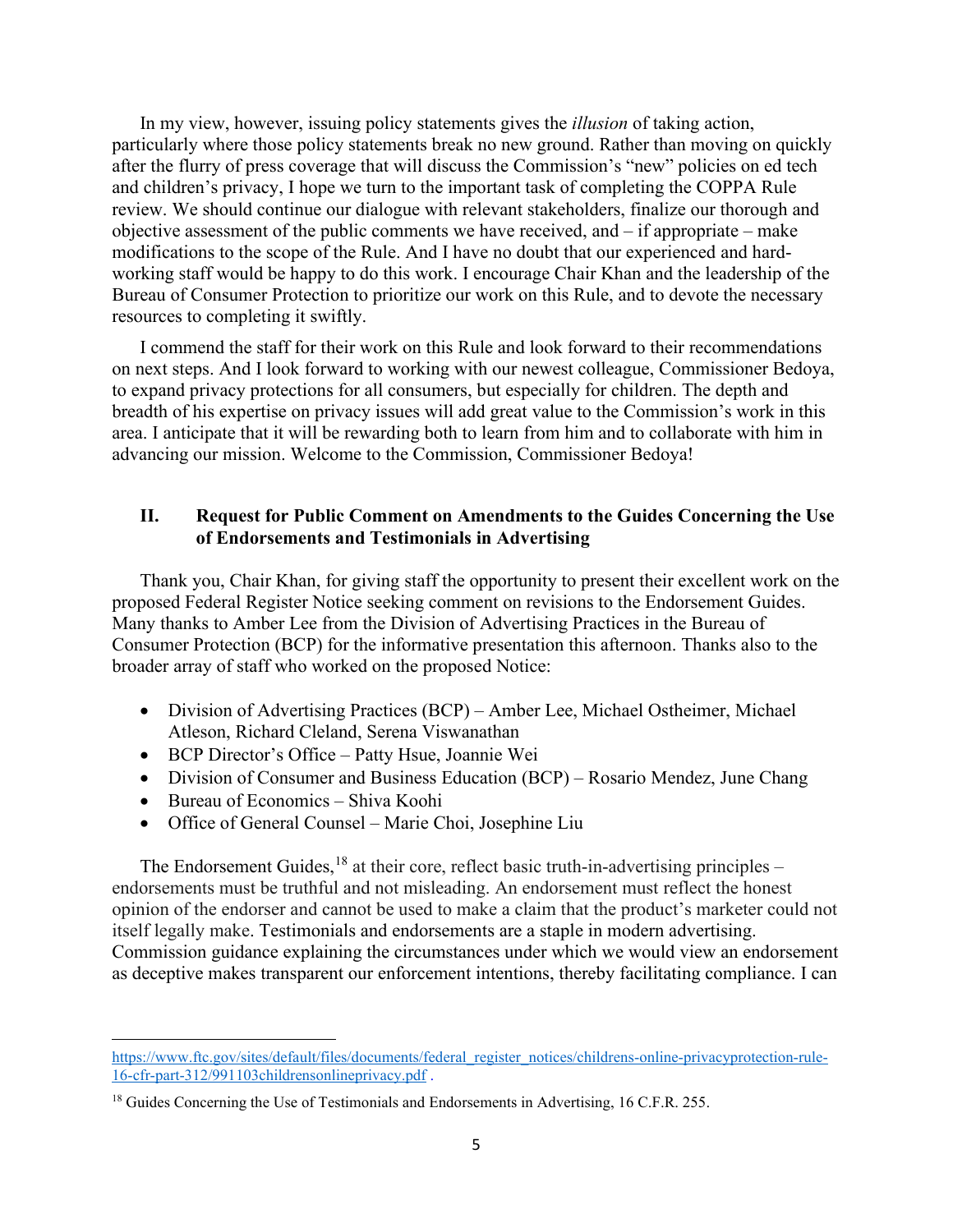In my view, however, issuing policy statements gives the *illusion* of taking action, particularly where those policy statements break no new ground. Rather than moving on quickly after the flurry of press coverage that will discuss the Commission's "new" policies on ed tech and children's privacy, I hope we turn to the important task of completing the COPPA Rule review. We should continue our dialogue with relevant stakeholders, finalize our thorough and objective assessment of the public comments we have received, and – if appropriate – make modifications to the scope of the Rule. And I have no doubt that our experienced and hard-working staff would be happy to do this work. I encourage Chair Khan and the leadership of the Bureau of Consumer Protection to prioritize our work on this Rule, and to devote the necessary resources to completing it swiftly.

I commend the staff for their work on this Rule and look forward to their recommendations on next steps. And I look forward to working with our newest colleague, Commissioner Bedoya, to expand privacy protections for all consumers, but especially for children. The depth and breadth of his expertise on privacy issues will add great value to the Commission's work in this area. I anticipate that it will be rewarding both to learn from him and to collaborate with him in advancing our mission. Welcome to the Commission, Commissioner Bedoya!

## II. Request for Public Comment on Amendments to the Guides Concerning the Use of Endorsements and Testimonials in Advertising

Thank you, Chair Khan, for giving staff the opportunity to present their excellent work on the proposed Federal Register Notice seeking comment on revisions to the Endorsement Guides. Many thanks to Amber Lee from the Division of Advertising Practices in the Bureau of Consumer Protection (BCP) for the informative presentation this afternoon. Thanks also to the broader array of staff who worked on the proposed Notice:

- Division of Advertising Practices (BCP) – Amber Lee, Michael Ostheimer, Michael Atleson, Richard Cleland, Serena Viswanathan
- BCP Director's Office – Patty Hsue, Joannie Wei
- Division of Consumer and Business Education (BCP) – Rosario Mendez, June Chang
- Bureau of Economics – Shiva Koohi
- Office of General Counsel – Marie Choi, Josephine Liu

The Endorsement Guides,[18] at their core, reflect basic truth-in-advertising principles – endorsements must be truthful and not misleading. An endorsement must reflect the honest opinion of the endorser and cannot be used to make a claim that the product's marketer could not itself legally make. Testimonials and endorsements are a staple in modern advertising. Commission guidance explaining the circumstances under which we would view an endorsement as deceptive makes transparent our enforcement intentions, thereby facilitating compliance. I can

---

https://www.ftc.gov/sites/default/files/documents/federal_register_notices/childrens-online-privacyprotection-rule-16-cfr-part-312/991103childrensonlineprivacy.pdf .

[18] Guides Concerning the Use of Testimonials and Endorsements in Advertising, 16 C.F.R. 255.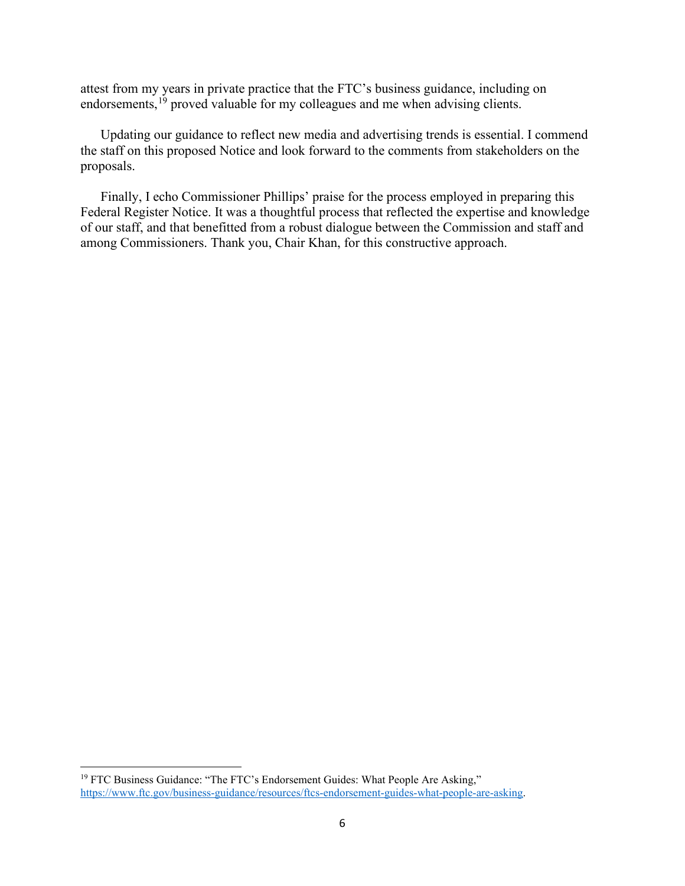attest from my years in private practice that the FTC's business guidance, including on endorsements,[19] proved valuable for my colleagues and me when advising clients.

Updating our guidance to reflect new media and advertising trends is essential. I commend the staff on this proposed Notice and look forward to the comments from stakeholders on the proposals.

Finally, I echo Commissioner Phillips' praise for the process employed in preparing this Federal Register Notice. It was a thoughtful process that reflected the expertise and knowledge of our staff, and that benefitted from a robust dialogue between the Commission and staff and among Commissioners. Thank you, Chair Khan, for this constructive approach.

---

[19] FTC Business Guidance: "The FTC's Endorsement Guides: What People Are Asking," https://www.ftc.gov/business-guidance/resources/ftcs-endorsement-guides-what-people-are-asking.